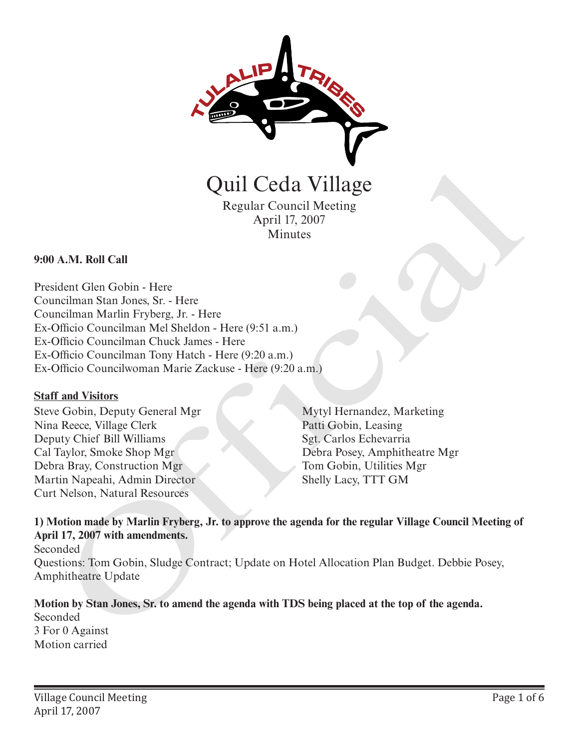# Quil Ceda Village

Regular Council Meeting
April 17, 2007
Minutes

**9:00 A.M. Roll Call**

President Glen Gobin - Here
Councilman Stan Jones, Sr. - Here
Councilman Marlin Fryberg, Jr. - Here
Ex-Officio Councilman Mel Sheldon - Here (9:51 a.m.)
Ex-Officio Councilman Chuck James - Here
Ex-Officio Councilman Tony Hatch - Here (9:20 a.m.)
Ex-Officio Councilwoman Marie Zackuse - Here (9:20 a.m.)

**Staff and Visitors**

Steve Gobin, Deputy General Mgr
Nina Reece, Village Clerk
Deputy Chief Bill Williams
Cal Taylor, Smoke Shop Mgr
Debra Bray, Construction Mgr
Martin Napeahi, Admin Director
Curt Nelson, Natural Resources
Mytyl Hernandez, Marketing
Patti Gobin, Leasing
Sgt. Carlos Echevarria
Debra Posey, Amphitheatre Mgr
Tom Gobin, Utilities Mgr
Shelly Lacy, TTT GM

**1) Motion made by Marlin Fryberg, Jr. to approve the agenda for the regular Village Council Meeting of April 17, 2007 with amendments.**
Seconded
Questions: Tom Gobin, Sludge Contract; Update on Hotel Allocation Plan Budget. Debbie Posey, Amphitheatre Update

**Motion by Stan Jones, Sr. to amend the agenda with TDS being placed at the top of the agenda.**
Seconded
3 For 0 Against
Motion carried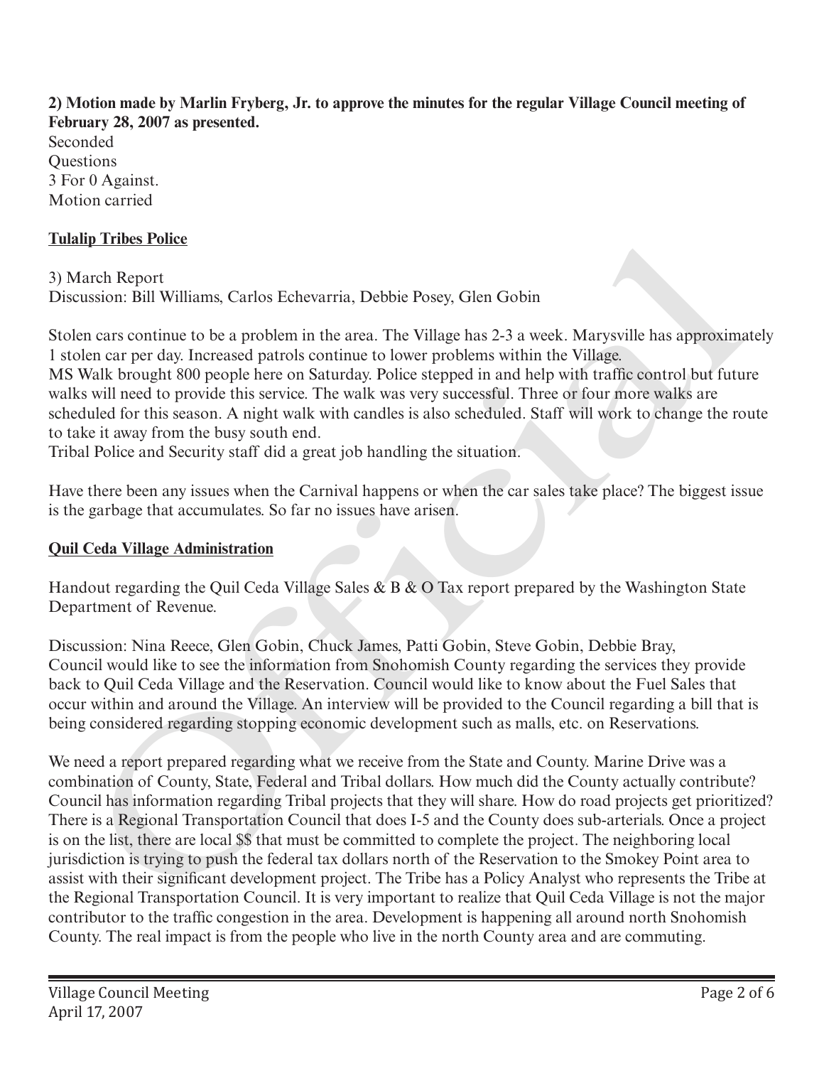**2) Motion made by Marlin Fryberg, Jr. to approve the minutes for the regular Village Council meeting of February 28, 2007 as presented.**
Seconded
Questions
3 For 0 Against.
Motion carried

**Tulalip Tribes Police**

3) March Report
Discussion: Bill Williams, Carlos Echevarria, Debbie Posey, Glen Gobin

Stolen cars continue to be a problem in the area. The Village has 2-3 a week. Marysville has approximately 1 stolen car per day. Increased patrols continue to lower problems within the Village.
MS Walk brought 800 people here on Saturday. Police stepped in and help with traffic control but future walks will need to provide this service. The walk was very successful. Three or four more walks are scheduled for this season. A night walk with candles is also scheduled. Staff will work to change the route to take it away from the busy south end.
Tribal Police and Security staff did a great job handling the situation.

Have there been any issues when the Carnival happens or when the car sales take place? The biggest issue is the garbage that accumulates. So far no issues have arisen.

**Quil Ceda Village Administration**

Handout regarding the Quil Ceda Village Sales & B & O Tax report prepared by the Washington State Department of Revenue.

Discussion: Nina Reece, Glen Gobin, Chuck James, Patti Gobin, Steve Gobin, Debbie Bray,
Council would like to see the information from Snohomish County regarding the services they provide back to Quil Ceda Village and the Reservation. Council would like to know about the Fuel Sales that occur within and around the Village. An interview will be provided to the Council regarding a bill that is being considered regarding stopping economic development such as malls, etc. on Reservations.

We need a report prepared regarding what we receive from the State and County. Marine Drive was a combination of County, State, Federal and Tribal dollars. How much did the County actually contribute? Council has information regarding Tribal projects that they will share. How do road projects get prioritized? There is a Regional Transportation Council that does I-5 and the County does sub-arterials. Once a project is on the list, there are local $$ that must be committed to complete the project. The neighboring local jurisdiction is trying to push the federal tax dollars north of the Reservation to the Smokey Point area to assist with their significant development project. The Tribe has a Policy Analyst who represents the Tribe at the Regional Transportation Council. It is very important to realize that Quil Ceda Village is not the major contributor to the traffic congestion in the area. Development is happening all around north Snohomish County. The real impact is from the people who live in the north County area and are commuting.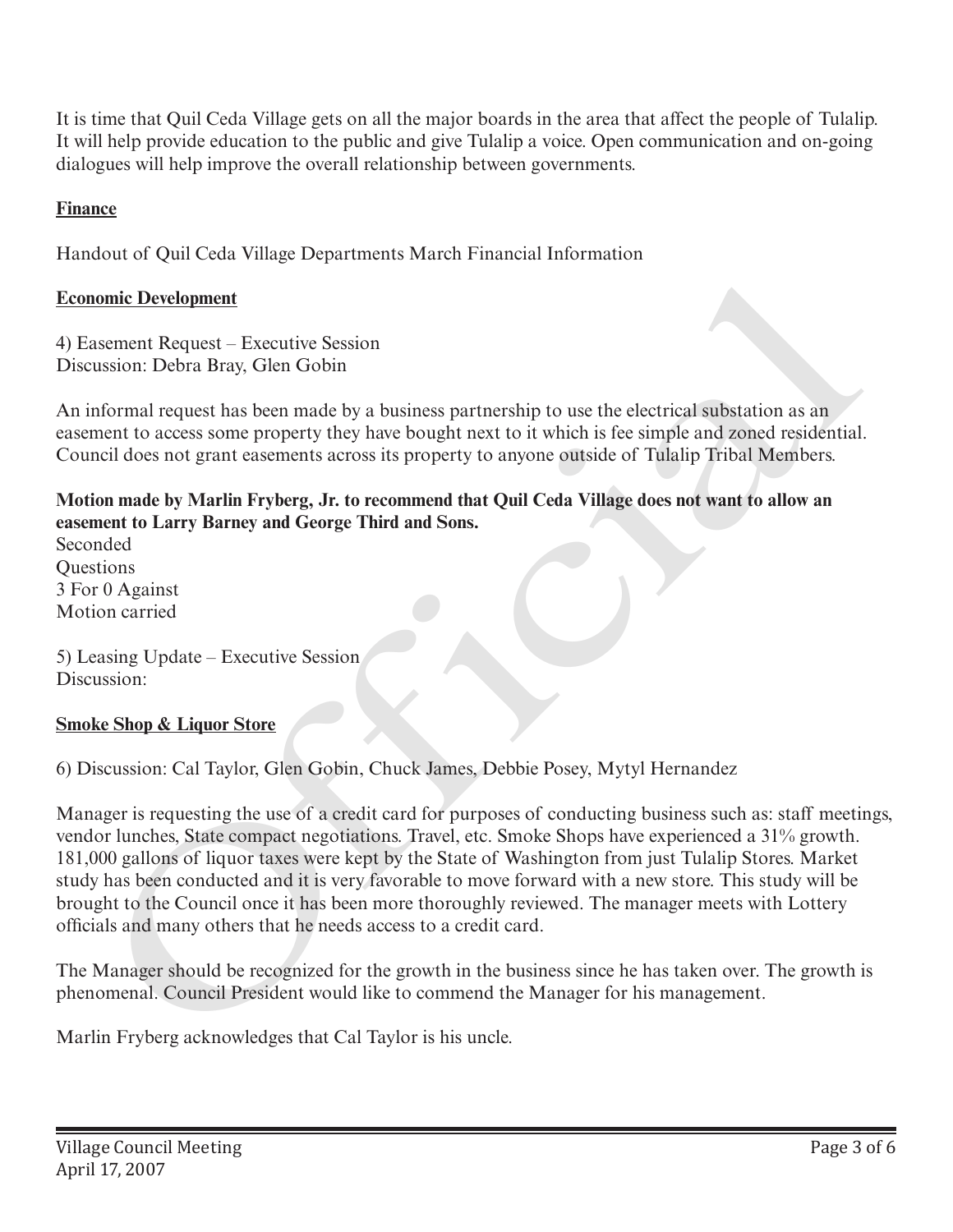It is time that Quil Ceda Village gets on all the major boards in the area that affect the people of Tulalip. It will help provide education to the public and give Tulalip a voice. Open communication and on-going dialogues will help improve the overall relationship between governments.

**Finance**

Handout of Quil Ceda Village Departments March Financial Information

**Economic Development**

4) Easement Request – Executive Session
Discussion: Debra Bray, Glen Gobin

An informal request has been made by a business partnership to use the electrical substation as an easement to access some property they have bought next to it which is fee simple and zoned residential. Council does not grant easements across its property to anyone outside of Tulalip Tribal Members.

**Motion made by Marlin Fryberg, Jr. to recommend that Quil Ceda Village does not want to allow an easement to Larry Barney and George Third and Sons.**
Seconded
Questions
3 For 0 Against
Motion carried

5) Leasing Update – Executive Session
Discussion:

**Smoke Shop & Liquor Store**

6) Discussion: Cal Taylor, Glen Gobin, Chuck James, Debbie Posey, Mytyl Hernandez

Manager is requesting the use of a credit card for purposes of conducting business such as: staff meetings, vendor lunches, State compact negotiations. Travel, etc. Smoke Shops have experienced a 31% growth. 181,000 gallons of liquor taxes were kept by the State of Washington from just Tulalip Stores. Market study has been conducted and it is very favorable to move forward with a new store. This study will be brought to the Council once it has been more thoroughly reviewed. The manager meets with Lottery officials and many others that he needs access to a credit card.

The Manager should be recognized for the growth in the business since he has taken over. The growth is phenomenal. Council President would like to commend the Manager for his management.

Marlin Fryberg acknowledges that Cal Taylor is his uncle.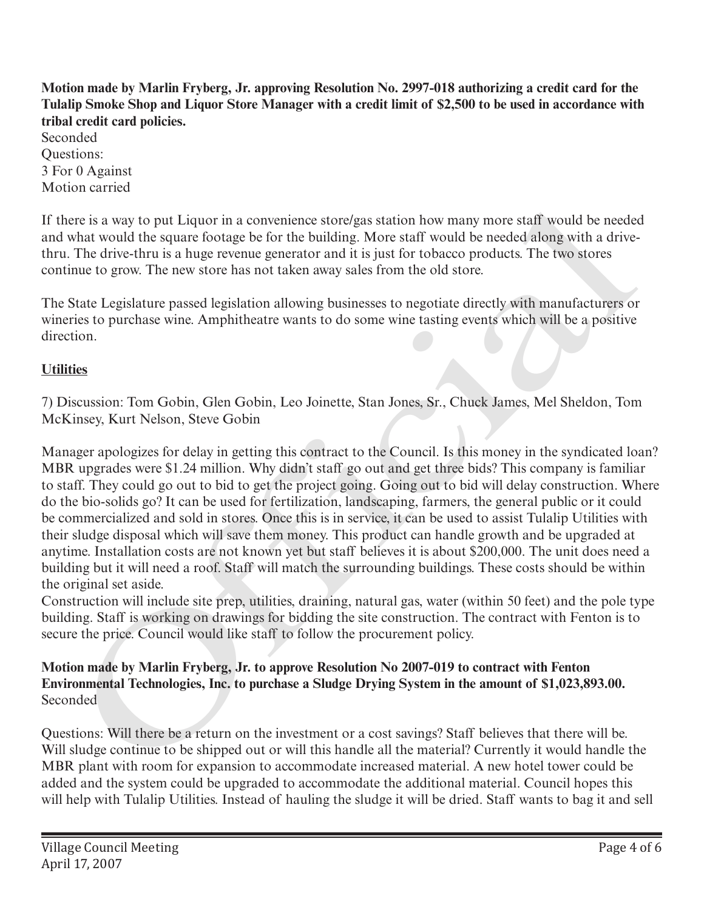**Motion made by Marlin Fryberg, Jr. approving Resolution No. 2997-018 authorizing a credit card for the Tulalip Smoke Shop and Liquor Store Manager with a credit limit of $2,500 to be used in accordance with tribal credit card policies.**
Seconded
Questions:
3 For 0 Against
Motion carried

If there is a way to put Liquor in a convenience store/gas station how many more staff would be needed and what would the square footage be for the building. More staff would be needed along with a drive-thru. The drive-thru is a huge revenue generator and it is just for tobacco products. The two stores continue to grow. The new store has not taken away sales from the old store.

The State Legislature passed legislation allowing businesses to negotiate directly with manufacturers or wineries to purchase wine. Amphitheatre wants to do some wine tasting events which will be a positive direction.

__Utilities__

7) Discussion: Tom Gobin, Glen Gobin, Leo Joinette, Stan Jones, Sr., Chuck James, Mel Sheldon, Tom McKinsey, Kurt Nelson, Steve Gobin

Manager apologizes for delay in getting this contract to the Council. Is this money in the syndicated loan? MBR upgrades were $1.24 million. Why didn't staff go out and get three bids? This company is familiar to staff. They could go out to bid to get the project going. Going out to bid will delay construction. Where do the bio-solids go? It can be used for fertilization, landscaping, farmers, the general public or it could be commercialized and sold in stores. Once this is in service, it can be used to assist Tulalip Utilities with their sludge disposal which will save them money. This product can handle growth and be upgraded at anytime. Installation costs are not known yet but staff believes it is about $200,000. The unit does need a building but it will need a roof. Staff will match the surrounding buildings. These costs should be within the original set aside.
Construction will include site prep, utilities, draining, natural gas, water (within 50 feet) and the pole type building. Staff is working on drawings for bidding the site construction. The contract with Fenton is to secure the price. Council would like staff to follow the procurement policy.

**Motion made by Marlin Fryberg, Jr. to approve Resolution No 2007-019 to contract with Fenton Environmental Technologies, Inc. to purchase a Sludge Drying System in the amount of $1,023,893.00.**
Seconded

Questions: Will there be a return on the investment or a cost savings? Staff believes that there will be. Will sludge continue to be shipped out or will this handle all the material? Currently it would handle the MBR plant with room for expansion to accommodate increased material. A new hotel tower could be added and the system could be upgraded to accommodate the additional material. Council hopes this will help with Tulalip Utilities. Instead of hauling the sludge it will be dried. Staff wants to bag it and sell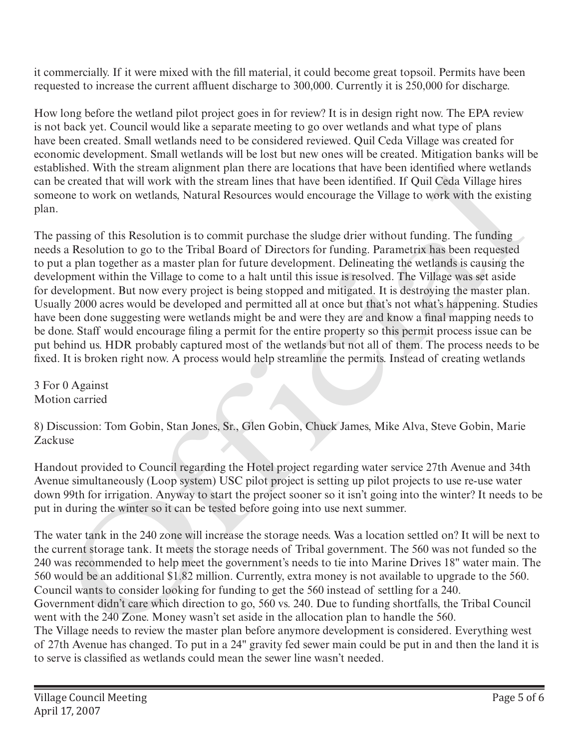it commercially. If it were mixed with the fill material, it could become great topsoil. Permits have been requested to increase the current affluent discharge to 300,000. Currently it is 250,000 for discharge.

How long before the wetland pilot project goes in for review? It is in design right now. The EPA review is not back yet. Council would like a separate meeting to go over wetlands and what type of plans have been created. Small wetlands need to be considered reviewed. Quil Ceda Village was created for economic development. Small wetlands will be lost but new ones will be created. Mitigation banks will be established. With the stream alignment plan there are locations that have been identified where wetlands can be created that will work with the stream lines that have been identified. If Quil Ceda Village hires someone to work on wetlands, Natural Resources would encourage the Village to work with the existing plan.

The passing of this Resolution is to commit purchase the sludge drier without funding. The funding needs a Resolution to go to the Tribal Board of Directors for funding. Parametrix has been requested to put a plan together as a master plan for future development. Delineating the wetlands is causing the development within the Village to come to a halt until this issue is resolved. The Village was set aside for development. But now every project is being stopped and mitigated. It is destroying the master plan. Usually 2000 acres would be developed and permitted all at once but that's not what's happening. Studies have been done suggesting were wetlands might be and were they are and know a final mapping needs to be done. Staff would encourage filing a permit for the entire property so this permit process issue can be put behind us. HDR probably captured most of the wetlands but not all of them. The process needs to be fixed. It is broken right now. A process would help streamline the permits. Instead of creating wetlands

3 For 0 Against
Motion carried

8) Discussion: Tom Gobin, Stan Jones, Sr., Glen Gobin, Chuck James, Mike Alva, Steve Gobin, Marie Zackuse

Handout provided to Council regarding the Hotel project regarding water service 27th Avenue and 34th Avenue simultaneously (Loop system) USC pilot project is setting up pilot projects to use re-use water down 99th for irrigation. Anyway to start the project sooner so it isn't going into the winter? It needs to be put in during the winter so it can be tested before going into use next summer.

The water tank in the 240 zone will increase the storage needs. Was a location settled on? It will be next to the current storage tank. It meets the storage needs of Tribal government. The 560 was not funded so the 240 was recommended to help meet the government's needs to tie into Marine Drives 18" water main. The 560 would be an additional $1.82 million. Currently, extra money is not available to upgrade to the 560. Council wants to consider looking for funding to get the 560 instead of settling for a 240.
Government didn't care which direction to go, 560 vs. 240. Due to funding shortfalls, the Tribal Council went with the 240 Zone. Money wasn't set aside in the allocation plan to handle the 560.
The Village needs to review the master plan before anymore development is considered. Everything west of 27th Avenue has changed. To put in a 24" gravity fed sewer main could be put in and then the land it is to serve is classified as wetlands could mean the sewer line wasn't needed.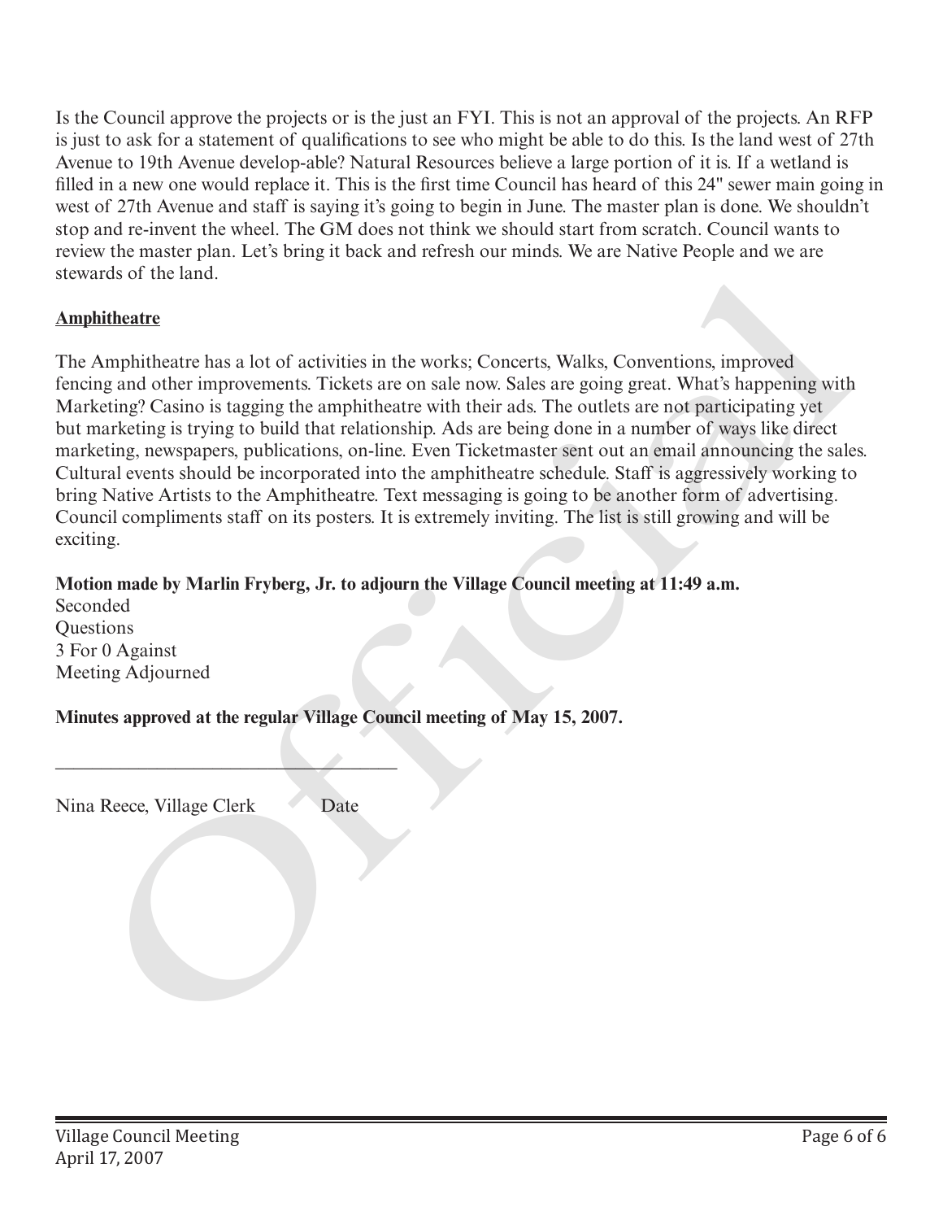Is the Council approve the projects or is the just an FYI. This is not an approval of the projects. An RFP is just to ask for a statement of qualifications to see who might be able to do this. Is the land west of 27th Avenue to 19th Avenue develop-able? Natural Resources believe a large portion of it is. If a wetland is filled in a new one would replace it. This is the first time Council has heard of this 24" sewer main going in west of 27th Avenue and staff is saying it's going to begin in June. The master plan is done. We shouldn't stop and re-invent the wheel. The GM does not think we should start from scratch. Council wants to review the master plan. Let's bring it back and refresh our minds. We are Native People and we are stewards of the land.

**Amphitheatre**

The Amphitheatre has a lot of activities in the works; Concerts, Walks, Conventions, improved fencing and other improvements. Tickets are on sale now. Sales are going great. What's happening with Marketing? Casino is tagging the amphitheatre with their ads. The outlets are not participating yet but marketing is trying to build that relationship. Ads are being done in a number of ways like direct marketing, newspapers, publications, on-line. Even Ticketmaster sent out an email announcing the sales. Cultural events should be incorporated into the amphitheatre schedule. Staff is aggressively working to bring Native Artists to the Amphitheatre. Text messaging is going to be another form of advertising. Council compliments staff on its posters. It is extremely inviting. The list is still growing and will be exciting.

**Motion made by Marlin Fryberg, Jr. to adjourn the Village Council meeting at 11:49 a.m.**
Seconded
Questions
3 For 0 Against
Meeting Adjourned

**Minutes approved at the regular Village Council meeting of May 15, 2007.**

_____________________________________

Nina Reece, Village Clerk Date